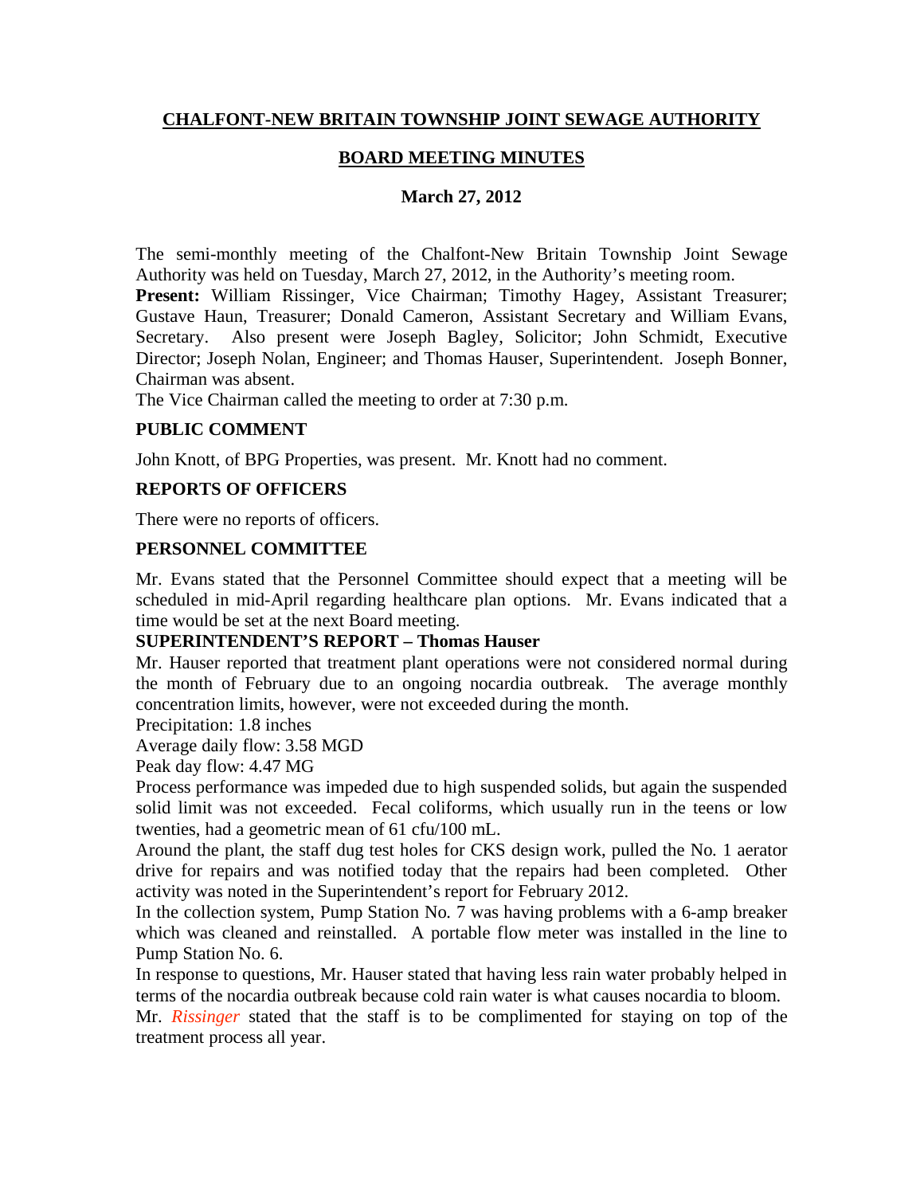**CHALFONT-NEW BRITAIN TOWNSHIP JOINT SEWAGE AUTHORITY**

**BOARD MEETING MINUTES**

**March 27, 2012**

The semi-monthly meeting of the Chalfont-New Britain Township Joint Sewage Authority was held on Tuesday, March 27, 2012, in the Authority's meeting room.

**Present:** William Rissinger, Vice Chairman; Timothy Hagey, Assistant Treasurer; Gustave Haun, Treasurer; Donald Cameron, Assistant Secretary and William Evans, Secretary. Also present were Joseph Bagley, Solicitor; John Schmidt, Executive Director; Joseph Nolan, Engineer; and Thomas Hauser, Superintendent. Joseph Bonner, Chairman was absent.

The Vice Chairman called the meeting to order at 7:30 p.m.

## PUBLIC COMMENT

John Knott, of BPG Properties, was present. Mr. Knott had no comment.

## REPORTS OF OFFICERS

There were no reports of officers.

## PERSONNEL COMMITTEE

Mr. Evans stated that the Personnel Committee should expect that a meeting will be scheduled in mid-April regarding healthcare plan options. Mr. Evans indicated that a time would be set at the next Board meeting.

## SUPERINTENDENT'S REPORT – Thomas Hauser

Mr. Hauser reported that treatment plant operations were not considered normal during the month of February due to an ongoing nocardia outbreak. The average monthly concentration limits, however, were not exceeded during the month.

Precipitation: 1.8 inches

Average daily flow: 3.58 MGD

Peak day flow: 4.47 MG

Process performance was impeded due to high suspended solids, but again the suspended solid limit was not exceeded. Fecal coliforms, which usually run in the teens or low twenties, had a geometric mean of 61 cfu/100 mL.

Around the plant, the staff dug test holes for CKS design work, pulled the No. 1 aerator drive for repairs and was notified today that the repairs had been completed. Other activity was noted in the Superintendent's report for February 2012.

In the collection system, Pump Station No. 7 was having problems with a 6-amp breaker which was cleaned and reinstalled. A portable flow meter was installed in the line to Pump Station No. 6.

In response to questions, Mr. Hauser stated that having less rain water probably helped in terms of the nocardia outbreak because cold rain water is what causes nocardia to bloom.

Mr. *Rissinger* stated that the staff is to be complimented for staying on top of the treatment process all year.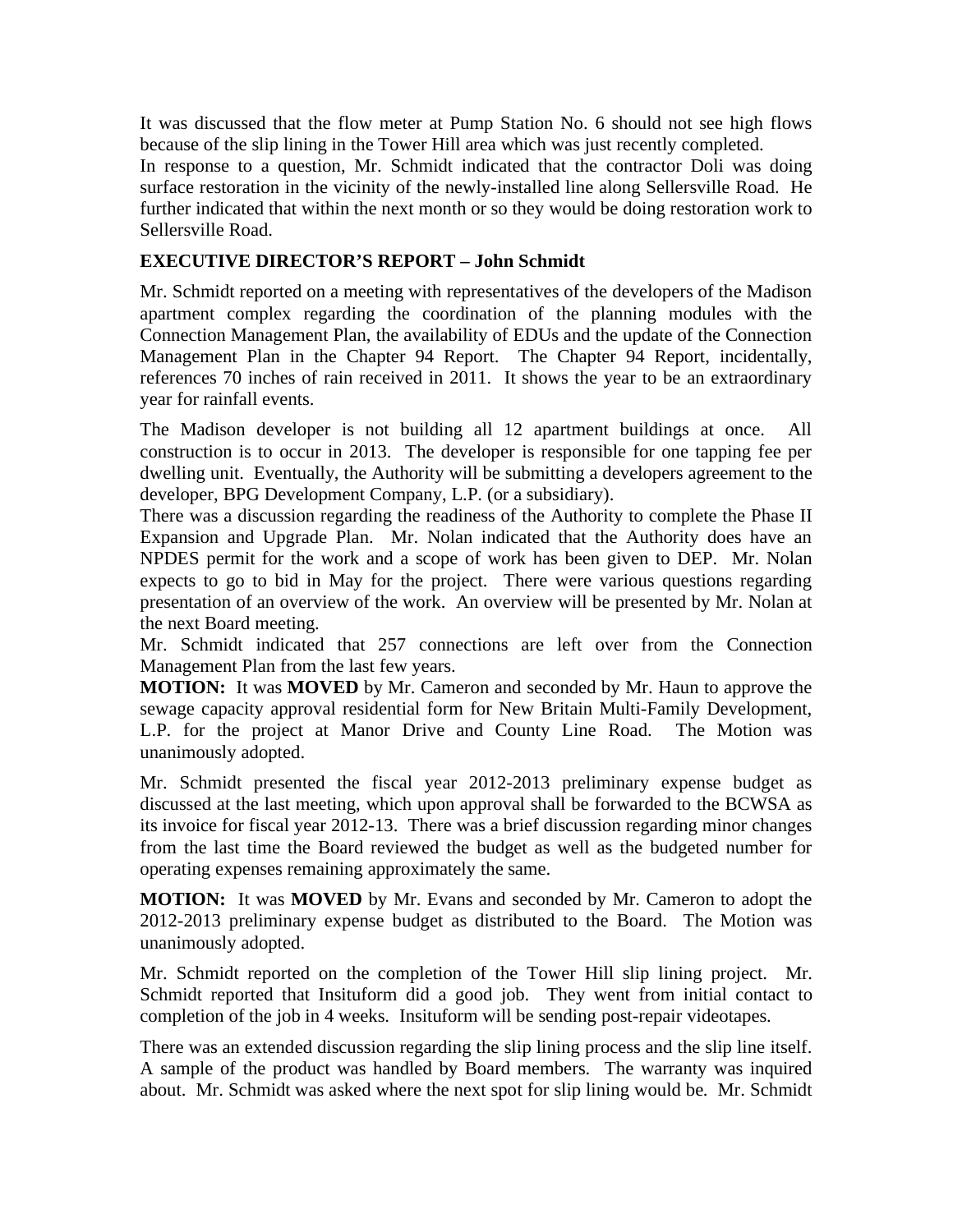It was discussed that the flow meter at Pump Station No. 6 should not see high flows because of the slip lining in the Tower Hill area which was just recently completed.
In response to a question, Mr. Schmidt indicated that the contractor Doli was doing surface restoration in the vicinity of the newly-installed line along Sellersville Road. He further indicated that within the next month or so they would be doing restoration work to Sellersville Road.

**EXECUTIVE DIRECTOR'S REPORT – John Schmidt**

Mr. Schmidt reported on a meeting with representatives of the developers of the Madison apartment complex regarding the coordination of the planning modules with the Connection Management Plan, the availability of EDUs and the update of the Connection Management Plan in the Chapter 94 Report. The Chapter 94 Report, incidentally, references 70 inches of rain received in 2011. It shows the year to be an extraordinary year for rainfall events.

The Madison developer is not building all 12 apartment buildings at once. All construction is to occur in 2013. The developer is responsible for one tapping fee per dwelling unit. Eventually, the Authority will be submitting a developers agreement to the developer, BPG Development Company, L.P. (or a subsidiary).
There was a discussion regarding the readiness of the Authority to complete the Phase II Expansion and Upgrade Plan. Mr. Nolan indicated that the Authority does have an NPDES permit for the work and a scope of work has been given to DEP. Mr. Nolan expects to go to bid in May for the project. There were various questions regarding presentation of an overview of the work. An overview will be presented by Mr. Nolan at the next Board meeting.
Mr. Schmidt indicated that 257 connections are left over from the Connection Management Plan from the last few years.
**MOTION:** It was **MOVED** by Mr. Cameron and seconded by Mr. Haun to approve the sewage capacity approval residential form for New Britain Multi-Family Development, L.P. for the project at Manor Drive and County Line Road. The Motion was unanimously adopted.

Mr. Schmidt presented the fiscal year 2012-2013 preliminary expense budget as discussed at the last meeting, which upon approval shall be forwarded to the BCWSA as its invoice for fiscal year 2012-13. There was a brief discussion regarding minor changes from the last time the Board reviewed the budget as well as the budgeted number for operating expenses remaining approximately the same.

**MOTION:** It was **MOVED** by Mr. Evans and seconded by Mr. Cameron to adopt the 2012-2013 preliminary expense budget as distributed to the Board. The Motion was unanimously adopted.

Mr. Schmidt reported on the completion of the Tower Hill slip lining project. Mr. Schmidt reported that Insituform did a good job. They went from initial contact to completion of the job in 4 weeks. Insituform will be sending post-repair videotapes.

There was an extended discussion regarding the slip lining process and the slip line itself. A sample of the product was handled by Board members. The warranty was inquired about. Mr. Schmidt was asked where the next spot for slip lining would be. Mr. Schmidt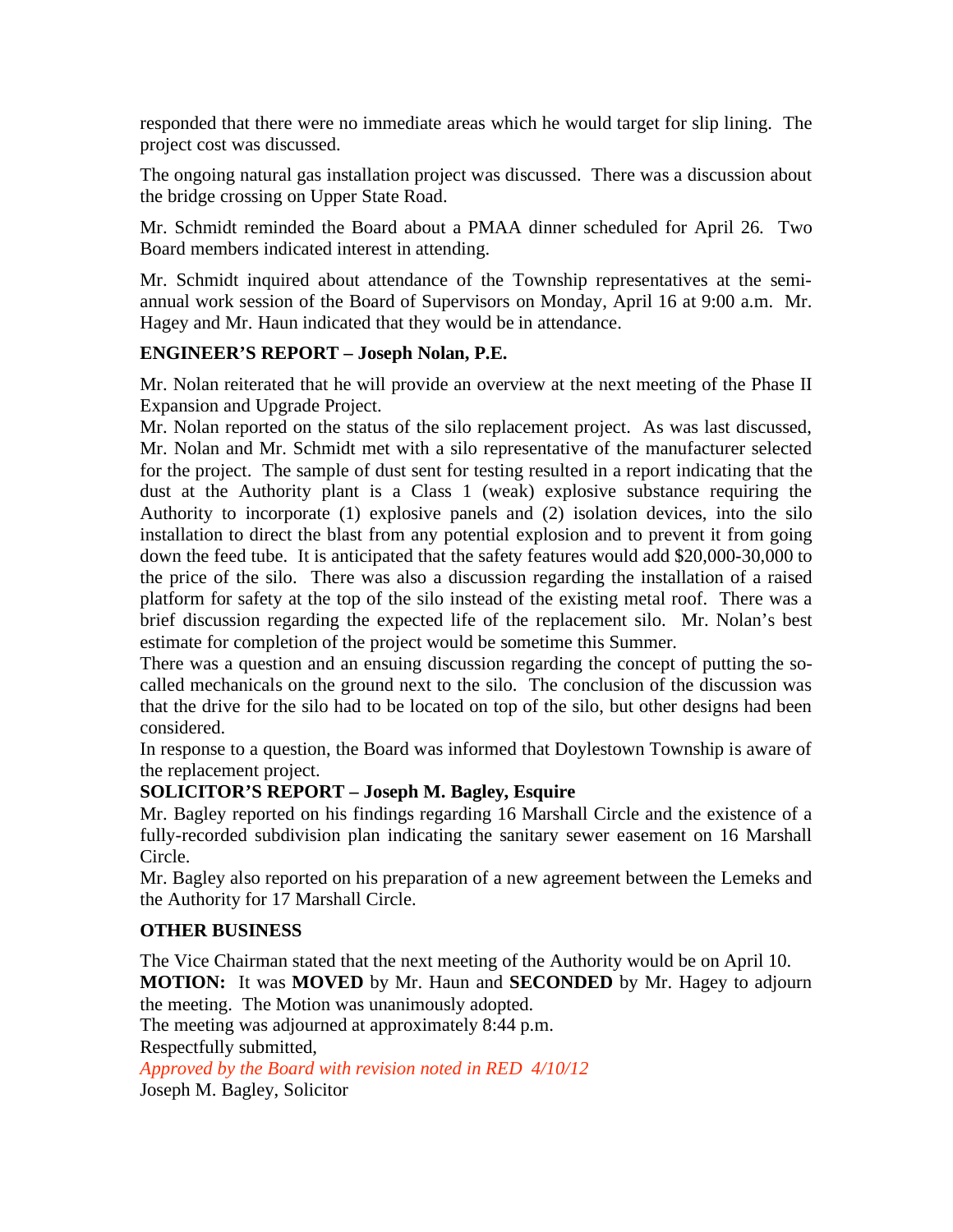responded that there were no immediate areas which he would target for slip lining. The project cost was discussed.

The ongoing natural gas installation project was discussed. There was a discussion about the bridge crossing on Upper State Road.

Mr. Schmidt reminded the Board about a PMAA dinner scheduled for April 26. Two Board members indicated interest in attending.

Mr. Schmidt inquired about attendance of the Township representatives at the semi-annual work session of the Board of Supervisors on Monday, April 16 at 9:00 a.m. Mr. Hagey and Mr. Haun indicated that they would be in attendance.

**ENGINEER'S REPORT – Joseph Nolan, P.E.**

Mr. Nolan reiterated that he will provide an overview at the next meeting of the Phase II Expansion and Upgrade Project.

Mr. Nolan reported on the status of the silo replacement project. As was last discussed, Mr. Nolan and Mr. Schmidt met with a silo representative of the manufacturer selected for the project. The sample of dust sent for testing resulted in a report indicating that the dust at the Authority plant is a Class 1 (weak) explosive substance requiring the Authority to incorporate (1) explosive panels and (2) isolation devices, into the silo installation to direct the blast from any potential explosion and to prevent it from going down the feed tube. It is anticipated that the safety features would add $20,000-30,000 to the price of the silo. There was also a discussion regarding the installation of a raised platform for safety at the top of the silo instead of the existing metal roof. There was a brief discussion regarding the expected life of the replacement silo. Mr. Nolan's best estimate for completion of the project would be sometime this Summer.

There was a question and an ensuing discussion regarding the concept of putting the so-called mechanicals on the ground next to the silo. The conclusion of the discussion was that the drive for the silo had to be located on top of the silo, but other designs had been considered.

In response to a question, the Board was informed that Doylestown Township is aware of the replacement project.

**SOLICITOR'S REPORT – Joseph M. Bagley, Esquire**

Mr. Bagley reported on his findings regarding 16 Marshall Circle and the existence of a fully-recorded subdivision plan indicating the sanitary sewer easement on 16 Marshall Circle.

Mr. Bagley also reported on his preparation of a new agreement between the Lemeks and the Authority for 17 Marshall Circle.

**OTHER BUSINESS**

The Vice Chairman stated that the next meeting of the Authority would be on April 10.

**MOTION:** It was **MOVED** by Mr. Haun and **SECONDED** by Mr. Hagey to adjourn the meeting. The Motion was unanimously adopted.

The meeting was adjourned at approximately 8:44 p.m.

Respectfully submitted,

*Approved by the Board with revision noted in RED 4/10/12*

Joseph M. Bagley, Solicitor